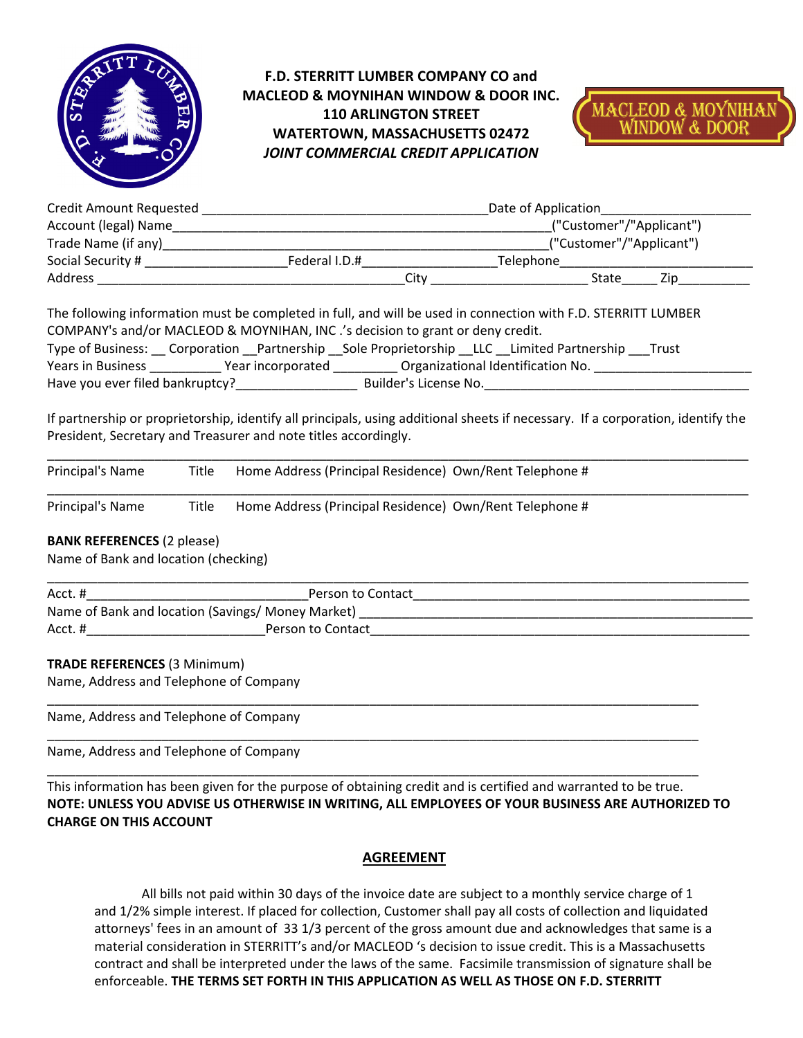**F.D. STERRITT LUMBER COMPANY CO and**
**MACLEOD & MOYNIHAN WINDOW & DOOR INC.**
**110 ARLINGTON STREET**
**WATERTOWN, MASSACHUSETTS 02472**
***JOINT COMMERCIAL CREDIT APPLICATION***

Credit Amount Requested ________________________________________ Date of Application____________________

Account (legal) Name______________________________________________________("Customer"/"Applicant")

Trade Name (if any)________________________________________________________("Customer"/"Applicant")

Social Security # ___________________Federal I.D.#_________________Telephone__________________________

Address ___________________________________________City _____________________ State_____ Zip__________

The following information must be completed in full, and will be used in connection with F.D. STERRITT LUMBER COMPANY's and/or MACLEOD & MOYNIHAN, INC .'s decision to grant or deny credit.

Type of Business: __ Corporation __Partnership __Sole Proprietorship __LLC __Limited Partnership ___Trust

Years in Business __________ Year incorporated _________ Organizational Identification No. ______________________

Have you ever filed bankruptcy?________________ Builder's License No._____________________________________

If partnership or proprietorship, identify all principals, using additional sheets if necessary. If a corporation, identify the President, Secretary and Treasurer and note titles accordingly.

_____________________________________________________________________________________________

Principal's Name Title Home Address (Principal Residence) Own/Rent Telephone #

_____________________________________________________________________________________________

Principal's Name Title Home Address (Principal Residence) Own/Rent Telephone #

**BANK REFERENCES** (2 please)

Name of Bank and location (checking)

_____________________________________________________________________________________________

Acct. #______________________________Person to Contact_______________________________________________

Name of Bank and location (Savings/ Money Market) _________________________________________________________

Acct. #________________________Person to Contact______________________________________________________

**TRADE REFERENCES** (3 Minimum)

Name, Address and Telephone of Company

_____________________________________________________________________________________________

Name, Address and Telephone of Company

_____________________________________________________________________________________________

Name, Address and Telephone of Company

_____________________________________________________________________________________________

This information has been given for the purpose of obtaining credit and is certified and warranted to be true.

**NOTE: UNLESS YOU ADVISE US OTHERWISE IN WRITING, ALL EMPLOYEES OF YOUR BUSINESS ARE AUTHORIZED TO CHARGE ON THIS ACCOUNT**

## AGREEMENT

All bills not paid within 30 days of the invoice date are subject to a monthly service charge of 1 and 1/2% simple interest. If placed for collection, Customer shall pay all costs of collection and liquidated attorneys' fees in an amount of 33 1/3 percent of the gross amount due and acknowledges that same is a material consideration in STERRITT's and/or MACLEOD 's decision to issue credit. This is a Massachusetts contract and shall be interpreted under the laws of the same. Facsimile transmission of signature shall be enforceable. **THE TERMS SET FORTH IN THIS APPLICATION AS WELL AS THOSE ON F.D. STERRITT**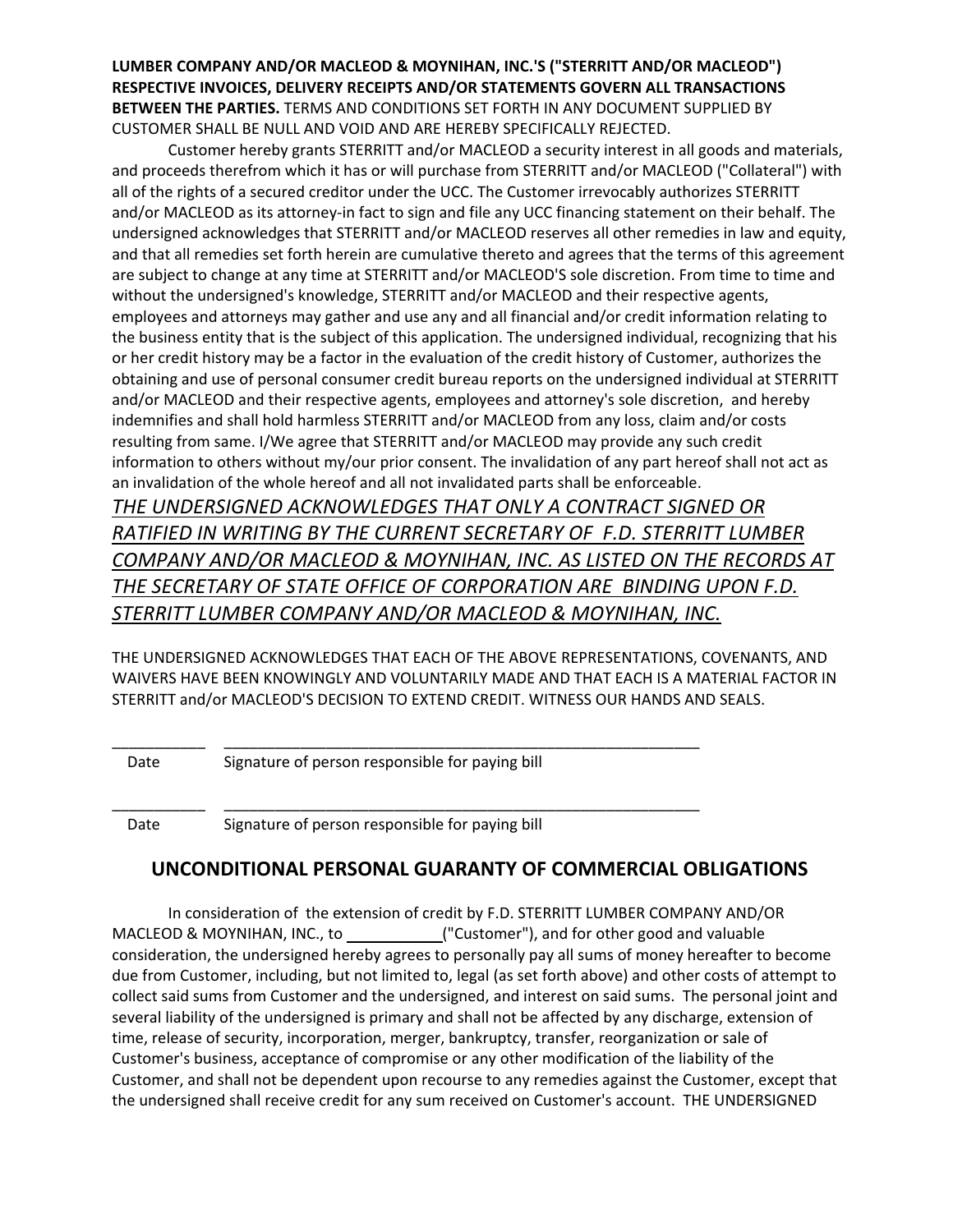**LUMBER COMPANY AND/OR MACLEOD & MOYNIHAN, INC.'S ("STERRITT AND/OR MACLEOD") RESPECTIVE INVOICES, DELIVERY RECEIPTS AND/OR STATEMENTS GOVERN ALL TRANSACTIONS BETWEEN THE PARTIES.** TERMS AND CONDITIONS SET FORTH IN ANY DOCUMENT SUPPLIED BY CUSTOMER SHALL BE NULL AND VOID AND ARE HEREBY SPECIFICALLY REJECTED.

Customer hereby grants STERRITT and/or MACLEOD a security interest in all goods and materials, and proceeds therefrom which it has or will purchase from STERRITT and/or MACLEOD ("Collateral") with all of the rights of a secured creditor under the UCC. The Customer irrevocably authorizes STERRITT and/or MACLEOD as its attorney-in fact to sign and file any UCC financing statement on their behalf. The undersigned acknowledges that STERRITT and/or MACLEOD reserves all other remedies in law and equity, and that all remedies set forth herein are cumulative thereto and agrees that the terms of this agreement are subject to change at any time at STERRITT and/or MACLEOD'S sole discretion. From time to time and without the undersigned's knowledge, STERRITT and/or MACLEOD and their respective agents, employees and attorneys may gather and use any and all financial and/or credit information relating to the business entity that is the subject of this application. The undersigned individual, recognizing that his or her credit history may be a factor in the evaluation of the credit history of Customer, authorizes the obtaining and use of personal consumer credit bureau reports on the undersigned individual at STERRITT and/or MACLEOD and their respective agents, employees and attorney's sole discretion, and hereby indemnifies and shall hold harmless STERRITT and/or MACLEOD from any loss, claim and/or costs resulting from same. I/We agree that STERRITT and/or MACLEOD may provide any such credit information to others without my/our prior consent. The invalidation of any part hereof shall not act as an invalidation of the whole hereof and all not invalidated parts shall be enforceable.

<u>*THE UNDERSIGNED ACKNOWLEDGES THAT ONLY A CONTRACT SIGNED OR RATIFIED IN WRITING BY THE CURRENT SECRETARY OF F.D. STERRITT LUMBER COMPANY AND/OR MACLEOD & MOYNIHAN, INC. AS LISTED ON THE RECORDS AT THE SECRETARY OF STATE OFFICE OF CORPORATION ARE BINDING UPON F.D. STERRITT LUMBER COMPANY AND/OR MACLEOD & MOYNIHAN, INC.*</u>

THE UNDERSIGNED ACKNOWLEDGES THAT EACH OF THE ABOVE REPRESENTATIONS, COVENANTS, AND WAIVERS HAVE BEEN KNOWINGLY AND VOLUNTARILY MADE AND THAT EACH IS A MATERIAL FACTOR IN STERRITT and/or MACLEOD'S DECISION TO EXTEND CREDIT. WITNESS OUR HANDS AND SEALS.

___________ ____________________________________________________________

Date Signature of person responsible for paying bill

___________ ____________________________________________________________

Date Signature of person responsible for paying bill

## UNCONDITIONAL PERSONAL GUARANTY OF COMMERCIAL OBLIGATIONS

In consideration of the extension of credit by F.D. STERRITT LUMBER COMPANY AND/OR MACLEOD & MOYNIHAN, INC., to ___________("Customer"), and for other good and valuable consideration, the undersigned hereby agrees to personally pay all sums of money hereafter to become due from Customer, including, but not limited to, legal (as set forth above) and other costs of attempt to collect said sums from Customer and the undersigned, and interest on said sums. The personal joint and several liability of the undersigned is primary and shall not be affected by any discharge, extension of time, release of security, incorporation, merger, bankruptcy, transfer, reorganization or sale of Customer's business, acceptance of compromise or any other modification of the liability of the Customer, and shall not be dependent upon recourse to any remedies against the Customer, except that the undersigned shall receive credit for any sum received on Customer's account. THE UNDERSIGNED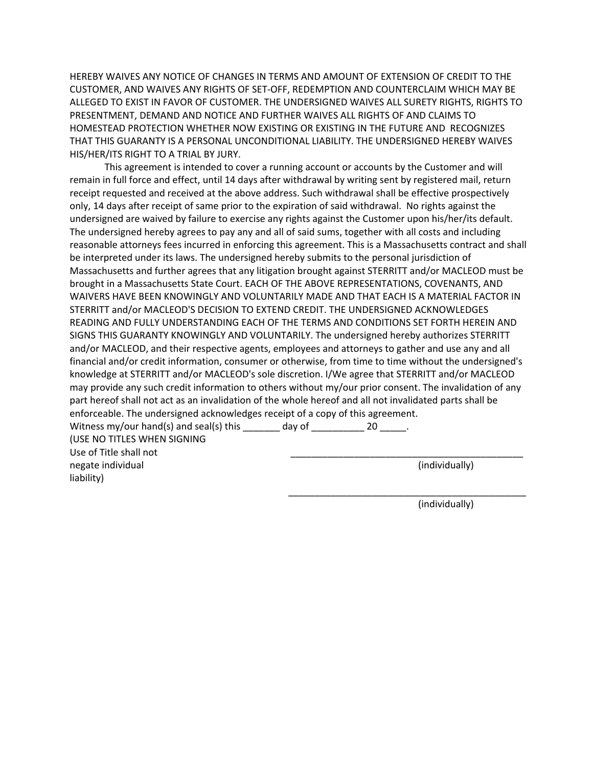HEREBY WAIVES ANY NOTICE OF CHANGES IN TERMS AND AMOUNT OF EXTENSION OF CREDIT TO THE CUSTOMER, AND WAIVES ANY RIGHTS OF SET-OFF, REDEMPTION AND COUNTERCLAIM WHICH MAY BE ALLEGED TO EXIST IN FAVOR OF CUSTOMER. THE UNDERSIGNED WAIVES ALL SURETY RIGHTS, RIGHTS TO PRESENTMENT, DEMAND AND NOTICE AND FURTHER WAIVES ALL RIGHTS OF AND CLAIMS TO HOMESTEAD PROTECTION WHETHER NOW EXISTING OR EXISTING IN THE FUTURE AND RECOGNIZES THAT THIS GUARANTY IS A PERSONAL UNCONDITIONAL LIABILITY. THE UNDERSIGNED HEREBY WAIVES HIS/HER/ITS RIGHT TO A TRIAL BY JURY.

This agreement is intended to cover a running account or accounts by the Customer and will remain in full force and effect, until 14 days after withdrawal by writing sent by registered mail, return receipt requested and received at the above address. Such withdrawal shall be effective prospectively only, 14 days after receipt of same prior to the expiration of said withdrawal. No rights against the undersigned are waived by failure to exercise any rights against the Customer upon his/her/its default. The undersigned hereby agrees to pay any and all of said sums, together with all costs and including reasonable attorneys fees incurred in enforcing this agreement. This is a Massachusetts contract and shall be interpreted under its laws. The undersigned hereby submits to the personal jurisdiction of Massachusetts and further agrees that any litigation brought against STERRITT and/or MACLEOD must be brought in a Massachusetts State Court. EACH OF THE ABOVE REPRESENTATIONS, COVENANTS, AND WAIVERS HAVE BEEN KNOWINGLY AND VOLUNTARILY MADE AND THAT EACH IS A MATERIAL FACTOR IN STERRITT and/or MACLEOD'S DECISION TO EXTEND CREDIT. THE UNDERSIGNED ACKNOWLEDGES READING AND FULLY UNDERSTANDING EACH OF THE TERMS AND CONDITIONS SET FORTH HEREIN AND SIGNS THIS GUARANTY KNOWINGLY AND VOLUNTARILY. The undersigned hereby authorizes STERRITT and/or MACLEOD, and their respective agents, employees and attorneys to gather and use any and all financial and/or credit information, consumer or otherwise, from time to time without the undersigned's knowledge at STERRITT and/or MACLEOD's sole discretion. I/We agree that STERRITT and/or MACLEOD may provide any such credit information to others without my/our prior consent. The invalidation of any part hereof shall not act as an invalidation of the whole hereof and all not invalidated parts shall be enforceable. The undersigned acknowledges receipt of a copy of this agreement.

Witness my/our hand(s) and seal(s) this _______ day of __________ 20 _____.

(USE NO TITLES WHEN SIGNING
Use of Title shall not
negate individual
liability)

______________________________________________
(individually)

______________________________________________
(individually)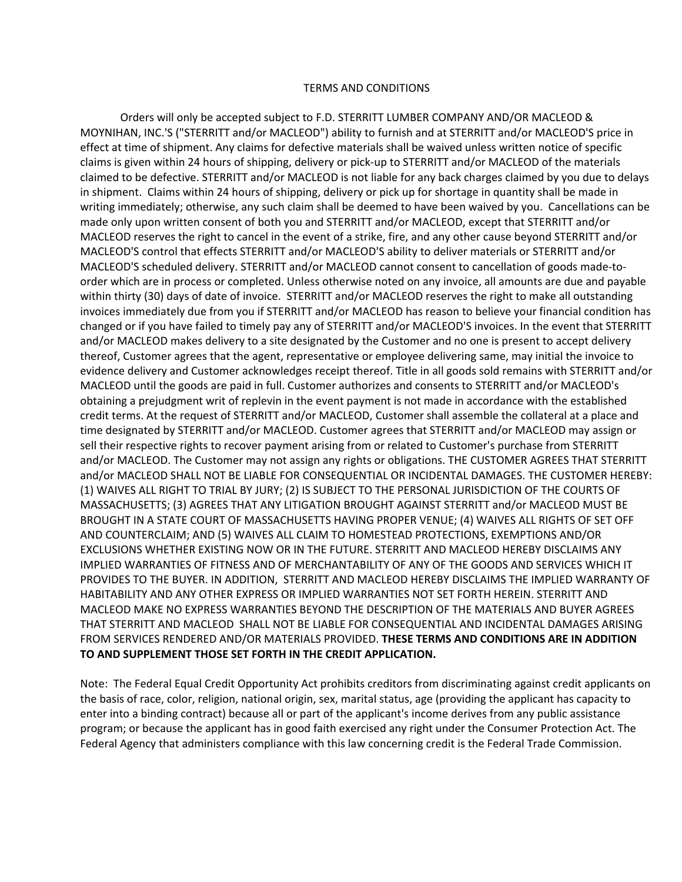# TERMS AND CONDITIONS

Orders will only be accepted subject to F.D. STERRITT LUMBER COMPANY AND/OR MACLEOD & MOYNIHAN, INC.'S ("STERRITT and/or MACLEOD") ability to furnish and at STERRITT and/or MACLEOD'S price in effect at time of shipment. Any claims for defective materials shall be waived unless written notice of specific claims is given within 24 hours of shipping, delivery or pick-up to STERRITT and/or MACLEOD of the materials claimed to be defective. STERRITT and/or MACLEOD is not liable for any back charges claimed by you due to delays in shipment. Claims within 24 hours of shipping, delivery or pick up for shortage in quantity shall be made in writing immediately; otherwise, any such claim shall be deemed to have been waived by you. Cancellations can be made only upon written consent of both you and STERRITT and/or MACLEOD, except that STERRITT and/or MACLEOD reserves the right to cancel in the event of a strike, fire, and any other cause beyond STERRITT and/or MACLEOD'S control that effects STERRITT and/or MACLEOD'S ability to deliver materials or STERRITT and/or MACLEOD'S scheduled delivery. STERRITT and/or MACLEOD cannot consent to cancellation of goods made-to-order which are in process or completed. Unless otherwise noted on any invoice, all amounts are due and payable within thirty (30) days of date of invoice. STERRITT and/or MACLEOD reserves the right to make all outstanding invoices immediately due from you if STERRITT and/or MACLEOD has reason to believe your financial condition has changed or if you have failed to timely pay any of STERRITT and/or MACLEOD'S invoices. In the event that STERRITT and/or MACLEOD makes delivery to a site designated by the Customer and no one is present to accept delivery thereof, Customer agrees that the agent, representative or employee delivering same, may initial the invoice to evidence delivery and Customer acknowledges receipt thereof. Title in all goods sold remains with STERRITT and/or MACLEOD until the goods are paid in full. Customer authorizes and consents to STERRITT and/or MACLEOD's obtaining a prejudgment writ of replevin in the event payment is not made in accordance with the established credit terms. At the request of STERRITT and/or MACLEOD, Customer shall assemble the collateral at a place and time designated by STERRITT and/or MACLEOD. Customer agrees that STERRITT and/or MACLEOD may assign or sell their respective rights to recover payment arising from or related to Customer's purchase from STERRITT and/or MACLEOD. The Customer may not assign any rights or obligations. THE CUSTOMER AGREES THAT STERRITT and/or MACLEOD SHALL NOT BE LIABLE FOR CONSEQUENTIAL OR INCIDENTAL DAMAGES. THE CUSTOMER HEREBY: (1) WAIVES ALL RIGHT TO TRIAL BY JURY; (2) IS SUBJECT TO THE PERSONAL JURISDICTION OF THE COURTS OF MASSACHUSETTS; (3) AGREES THAT ANY LITIGATION BROUGHT AGAINST STERRITT and/or MACLEOD MUST BE BROUGHT IN A STATE COURT OF MASSACHUSETTS HAVING PROPER VENUE; (4) WAIVES ALL RIGHTS OF SET OFF AND COUNTERCLAIM; AND (5) WAIVES ALL CLAIM TO HOMESTEAD PROTECTIONS, EXEMPTIONS AND/OR EXCLUSIONS WHETHER EXISTING NOW OR IN THE FUTURE. STERRITT AND MACLEOD HEREBY DISCLAIMS ANY IMPLIED WARRANTIES OF FITNESS AND OF MERCHANTABILITY OF ANY OF THE GOODS AND SERVICES WHICH IT PROVIDES TO THE BUYER. IN ADDITION, STERRITT AND MACLEOD HEREBY DISCLAIMS THE IMPLIED WARRANTY OF HABITABILITY AND ANY OTHER EXPRESS OR IMPLIED WARRANTIES NOT SET FORTH HEREIN. STERRITT AND MACLEOD MAKE NO EXPRESS WARRANTIES BEYOND THE DESCRIPTION OF THE MATERIALS AND BUYER AGREES THAT STERRITT AND MACLEOD SHALL NOT BE LIABLE FOR CONSEQUENTIAL AND INCIDENTAL DAMAGES ARISING FROM SERVICES RENDERED AND/OR MATERIALS PROVIDED. **THESE TERMS AND CONDITIONS ARE IN ADDITION TO AND SUPPLEMENT THOSE SET FORTH IN THE CREDIT APPLICATION.**

Note: The Federal Equal Credit Opportunity Act prohibits creditors from discriminating against credit applicants on the basis of race, color, religion, national origin, sex, marital status, age (providing the applicant has capacity to enter into a binding contract) because all or part of the applicant's income derives from any public assistance program; or because the applicant has in good faith exercised any right under the Consumer Protection Act. The Federal Agency that administers compliance with this law concerning credit is the Federal Trade Commission.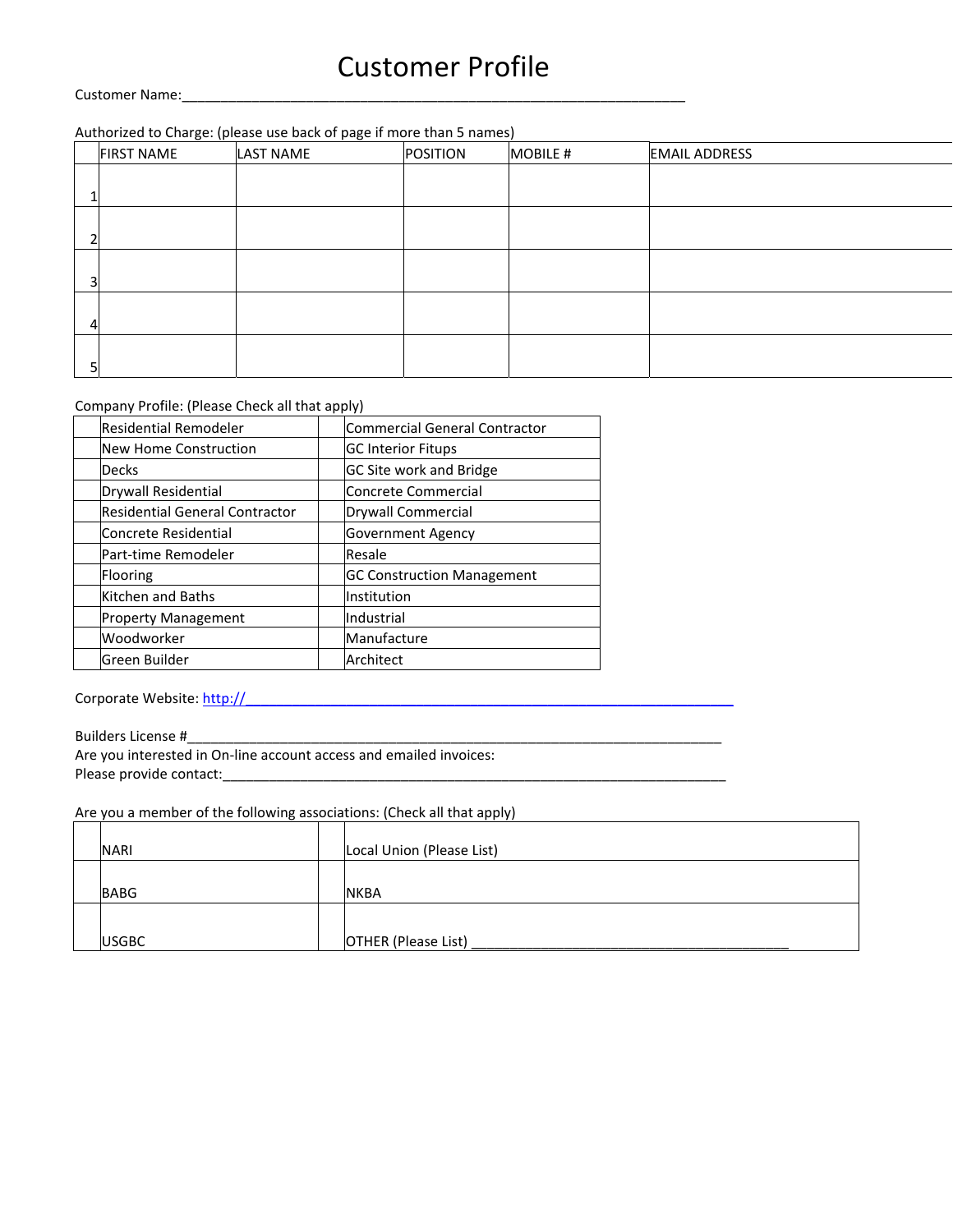# Customer Profile

Customer Name:_______________________________________________________________

Authorized to Charge: (please use back of page if more than 5 names)

| | FIRST NAME | LAST NAME | POSITION | MOBILE # | EMAIL ADDRESS |
|---|---|---|---|---|---|
| 1 | | | | | |
| 2 | | | | | |
| 3 | | | | | |
| 4 | | | | | |
| 5 | | | | | |

Company Profile: (Please Check all that apply)

| | | | |
|---|---|---|---|
| | Residential Remodeler | | Commercial General Contractor |
| | New Home Construction | | GC Interior Fitups |
| | Decks | | GC Site work and Bridge |
| | Drywall Residential | | Concrete Commercial |
| | Residential General Contractor | | Drywall Commercial |
| | Concrete Residential | | Government Agency |
| | Part-time Remodeler | | Resale |
| | Flooring | | GC Construction Management |
| | Kitchen and Baths | | Institution |
| | Property Management | | Industrial |
| | Woodworker | | Manufacture |
| | Green Builder | | Architect |

Corporate Website: http://_____________________________________________________________

Builders License #__________________________________________________________________
Are you interested in On-line account access and emailed invoices:
Please provide contact:_______________________________________________________________

Are you a member of the following associations: (Check all that apply)

| | | | |
|---|---|---|---|
| | NARI | | Local Union (Please List) |
| | BABG | | NKBA |
| | USGBC | | OTHER (Please List) ________________________________________ |